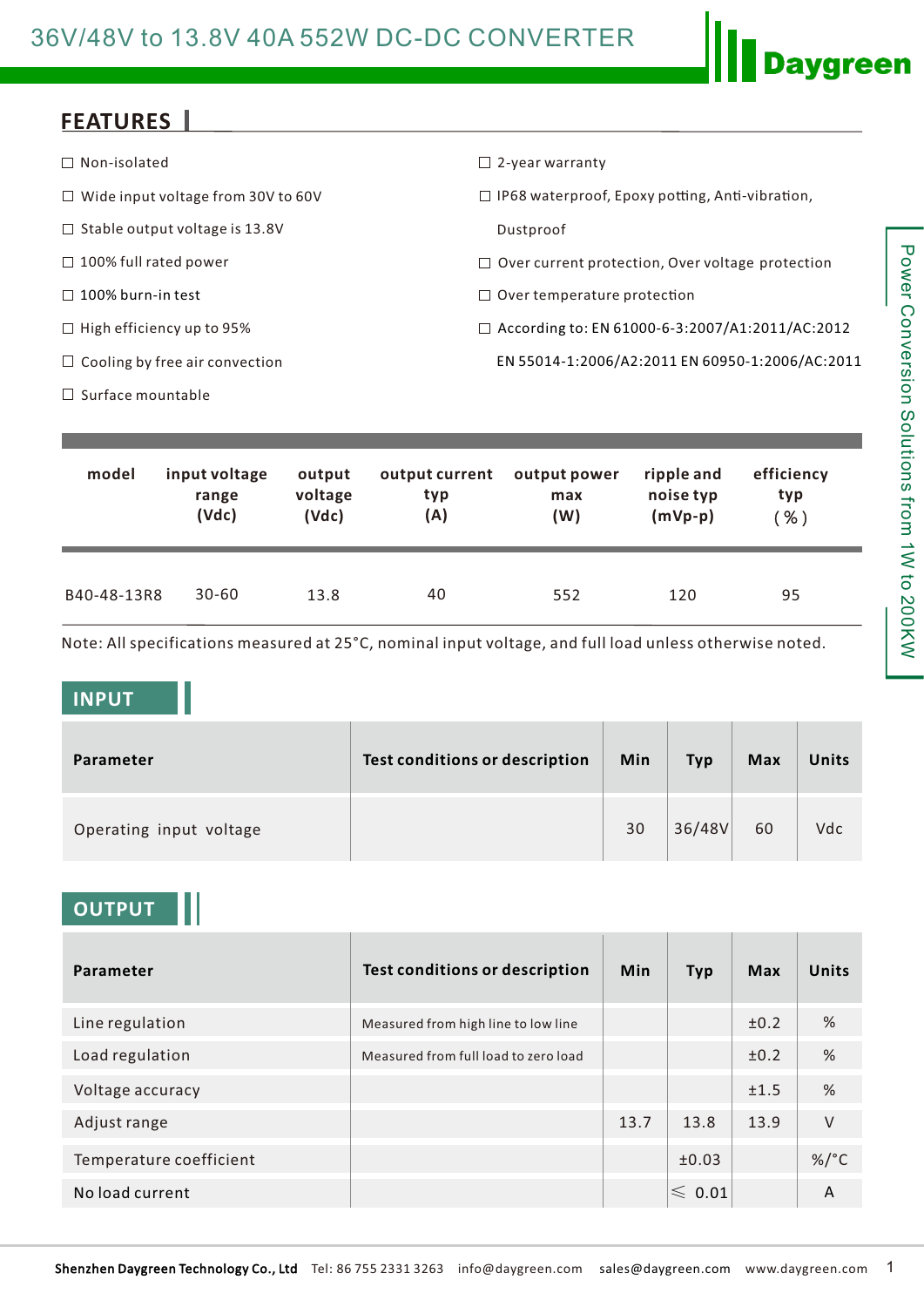# 36V/48V to 13.8V 40A 552W DC-DC CONVERTER

Daygreen

Power Conversion Solutions from 1W to 200KW

## FEATURES

- ☐ Non-isolated
- ☐ Wide input voltage from 30V to 60V
- ☐ Stable output voltage is 13.8V
- ☐ 100% full rated power
- ☐ 100% burn-in test
- ☐ High efficiency up to 95%
- ☐ Cooling by free air convection
- ☐ Surface mountable
- ☐ 2-year warranty
- ☐ IP68 waterproof, Epoxy potting, Anti-vibration, Dustproof
- ☐ Over current protection, Over voltage protection
- ☐ Over temperature protection
- ☐ According to: EN 61000-6-3:2007/A1:2011/AC:2012 EN 55014-1:2006/A2:2011 EN 60950-1:2006/AC:2011

| model | input voltage range (Vdc) | output voltage (Vdc) | output current typ (A) | output power max (W) | ripple and noise typ (mVp-p) | efficiency typ (%) |
|---|---|---|---|---|---|---|
| B40-48-13R8 | 30-60 | 13.8 | 40 | 552 | 120 | 95 |

Note: All specifications measured at 25°C, nominal input voltage, and full load unless otherwise noted.

## INPUT

| Parameter | Test conditions or description | Min | Typ | Max | Units |
|---|---|---|---|---|---|
| Operating input voltage | | 30 | 36/48V | 60 | Vdc |

## OUTPUT

| Parameter | Test conditions or description | Min | Typ | Max | Units |
|---|---|---|---|---|---|
| Line regulation | Measured from high line to low line | | | ±0.2 | % |
| Load regulation | Measured from full load to zero load | | | ±0.2 | % |
| Voltage accuracy | | | | ±1.5 | % |
| Adjust range | | 13.7 | 13.8 | 13.9 | V |
| Temperature coefficient | | | ±0.03 | | %/°C |
| No load current | | | ⩽ 0.01 | | A |

Shenzhen Daygreen Technology Co., Ltd Tel: 86 755 2331 3263 info@daygreen.com sales@daygreen.com www.daygreen.com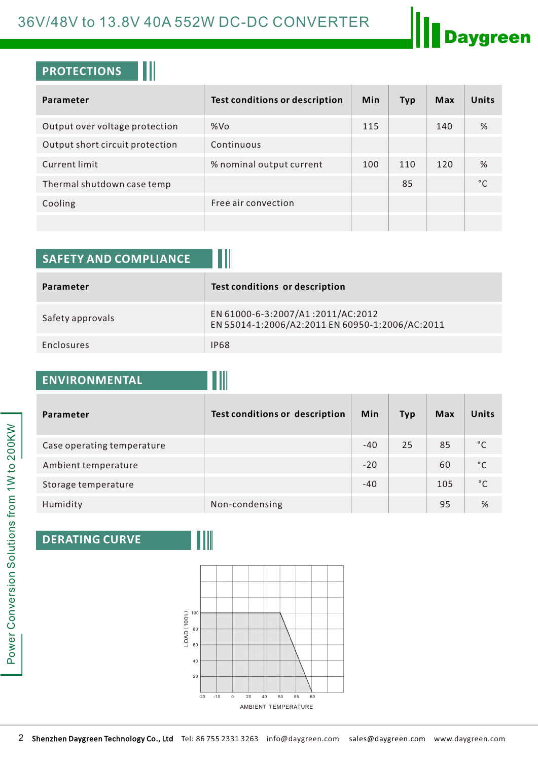## PROTECTIONS

| Parameter | Test conditions or description | Min | Typ | Max | Units |
|---|---|---|---|---|---|
| Output over voltage protection | %Vo | 115 | | 140 | % |
| Output short circuit protection | Continuous | | | | |
| Current limit | % nominal output current | 100 | 110 | 120 | % |
| Thermal shutdown case temp | | | 85 | | °C |
| Cooling | Free air convection | | | | |
| | | | | | |

## SAFETY AND COMPLIANCE

| Parameter | Test conditions or description |
|---|---|
| Safety approvals | EN 61000-6-3:2007/A1 :2011/AC:2012<br>EN 55014-1:2006/A2:2011 EN 60950-1:2006/AC:2011 |
| Enclosures | IP68 |

## ENVIRONMENTAL

| Parameter | Test conditions or description | Min | Typ | Max | Units |
|---|---|---|---|---|---|
| Case operating temperature | | -40 | 25 | 85 | °C |
| Ambient temperature | | -20 | | 60 | °C |
| Storage temperature | | -40 | | 105 | °C |
| Humidity | Non-condensing | | | 95 | % |

## DERATING CURVE

LOAD (100%)

100, 80, 60, 40, 20

-20, -10, 0, 20, 40, 50, 55, 60

AMBIENT TEMPERATURE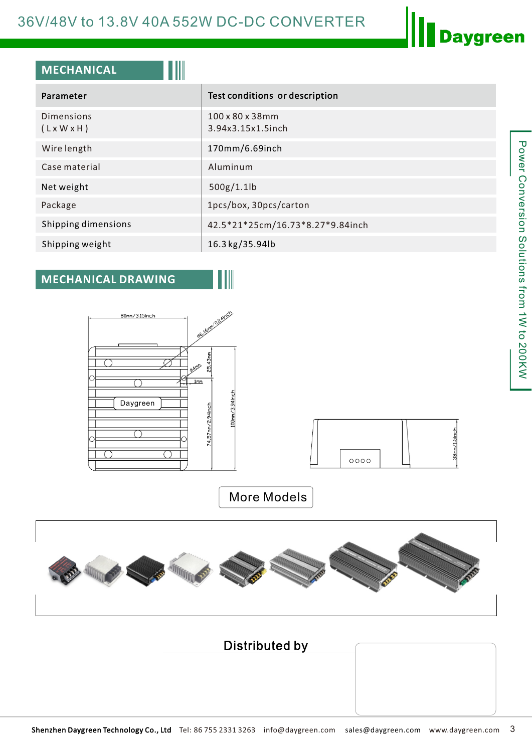## MECHANICAL

| Parameter | Test conditions or description |
|---|---|
| Dimensions ( L x W x H ) | 100 x 80 x 38mm 3.94x3.15x1.5inch |
| Wire length | 170mm/6.69inch |
| Case material | Aluminum |
| Net weight | 500g/1.1lb |
| Package | 1pcs/box, 30pcs/carton |
| Shipping dimensions | 42.5*21*25cm/16.73*8.27*9.84inch |
| Shipping weight | 16.3 kg/35.94lb |

## MECHANICAL DRAWING

80mm/3.15inch
Φ6.16mm/0.24inch
Φ4mm
25.43mm
1mm
Daygreen
74.57mm/2.94inch
100mm/3.94inch
38mm/1.5inch

More Models

Distributed by

Shenzhen Daygreen Technology Co., Ltd Tel: 86 755 2331 3263 info@daygreen.com sales@daygreen.com www.daygreen.com